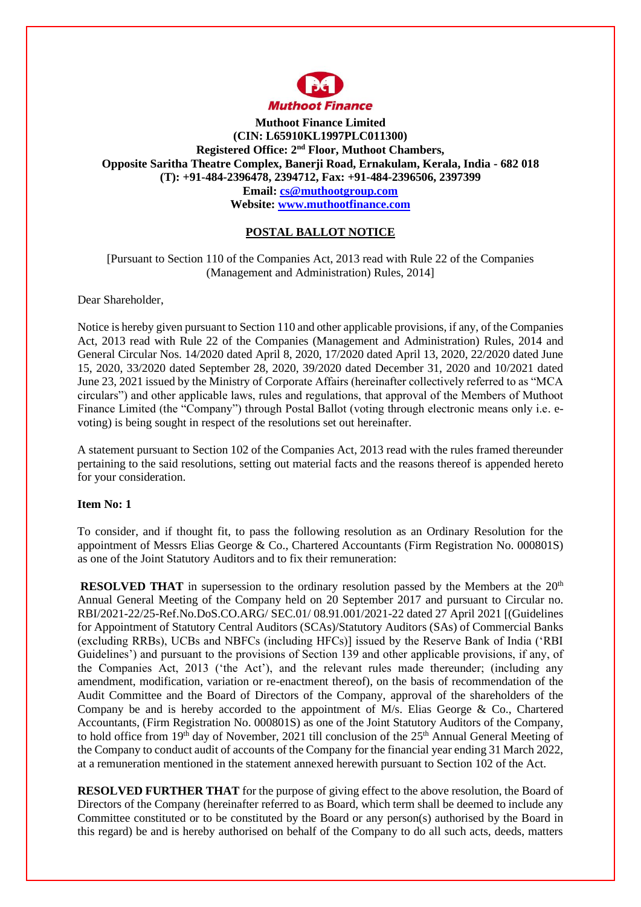**Muthoot Finance Limited**
**(CIN: L65910KL1997PLC011300)**
**Registered Office: 2nd Floor, Muthoot Chambers,**
**Opposite Saritha Theatre Complex, Banerji Road, Ernakulam, Kerala, India - 682 018**
**(T): +91-484-2396478, 2394712, Fax: +91-484-2396506, 2397399**
**Email: cs@muthootgroup.com**
**Website: www.muthootfinance.com**

## POSTAL BALLOT NOTICE

[Pursuant to Section 110 of the Companies Act, 2013 read with Rule 22 of the Companies (Management and Administration) Rules, 2014]

Dear Shareholder,

Notice is hereby given pursuant to Section 110 and other applicable provisions, if any, of the Companies Act, 2013 read with Rule 22 of the Companies (Management and Administration) Rules, 2014 and General Circular Nos. 14/2020 dated April 8, 2020, 17/2020 dated April 13, 2020, 22/2020 dated June 15, 2020, 33/2020 dated September 28, 2020, 39/2020 dated December 31, 2020 and 10/2021 dated June 23, 2021 issued by the Ministry of Corporate Affairs (hereinafter collectively referred to as "MCA circulars") and other applicable laws, rules and regulations, that approval of the Members of Muthoot Finance Limited (the "Company") through Postal Ballot (voting through electronic means only i.e. e-voting) is being sought in respect of the resolutions set out hereinafter.

A statement pursuant to Section 102 of the Companies Act, 2013 read with the rules framed thereunder pertaining to the said resolutions, setting out material facts and the reasons thereof is appended hereto for your consideration.

**Item No: 1**

To consider, and if thought fit, to pass the following resolution as an Ordinary Resolution for the appointment of Messrs Elias George & Co., Chartered Accountants (Firm Registration No. 000801S) as one of the Joint Statutory Auditors and to fix their remuneration:

**RESOLVED THAT** in supersession to the ordinary resolution passed by the Members at the 20th Annual General Meeting of the Company held on 20 September 2017 and pursuant to Circular no. RBI/2021-22/25-Ref.No.DoS.CO.ARG/ SEC.01/ 08.91.001/2021-22 dated 27 April 2021 [(Guidelines for Appointment of Statutory Central Auditors (SCAs)/Statutory Auditors (SAs) of Commercial Banks (excluding RRBs), UCBs and NBFCs (including HFCs)] issued by the Reserve Bank of India ('RBI Guidelines') and pursuant to the provisions of Section 139 and other applicable provisions, if any, of the Companies Act, 2013 ('the Act'), and the relevant rules made thereunder; (including any amendment, modification, variation or re-enactment thereof), on the basis of recommendation of the Audit Committee and the Board of Directors of the Company, approval of the shareholders of the Company be and is hereby accorded to the appointment of M/s. Elias George & Co., Chartered Accountants, (Firm Registration No. 000801S) as one of the Joint Statutory Auditors of the Company, to hold office from 19th day of November, 2021 till conclusion of the 25th Annual General Meeting of the Company to conduct audit of accounts of the Company for the financial year ending 31 March 2022, at a remuneration mentioned in the statement annexed herewith pursuant to Section 102 of the Act.

**RESOLVED FURTHER THAT** for the purpose of giving effect to the above resolution, the Board of Directors of the Company (hereinafter referred to as Board, which term shall be deemed to include any Committee constituted or to be constituted by the Board or any person(s) authorised by the Board in this regard) be and is hereby authorised on behalf of the Company to do all such acts, deeds, matters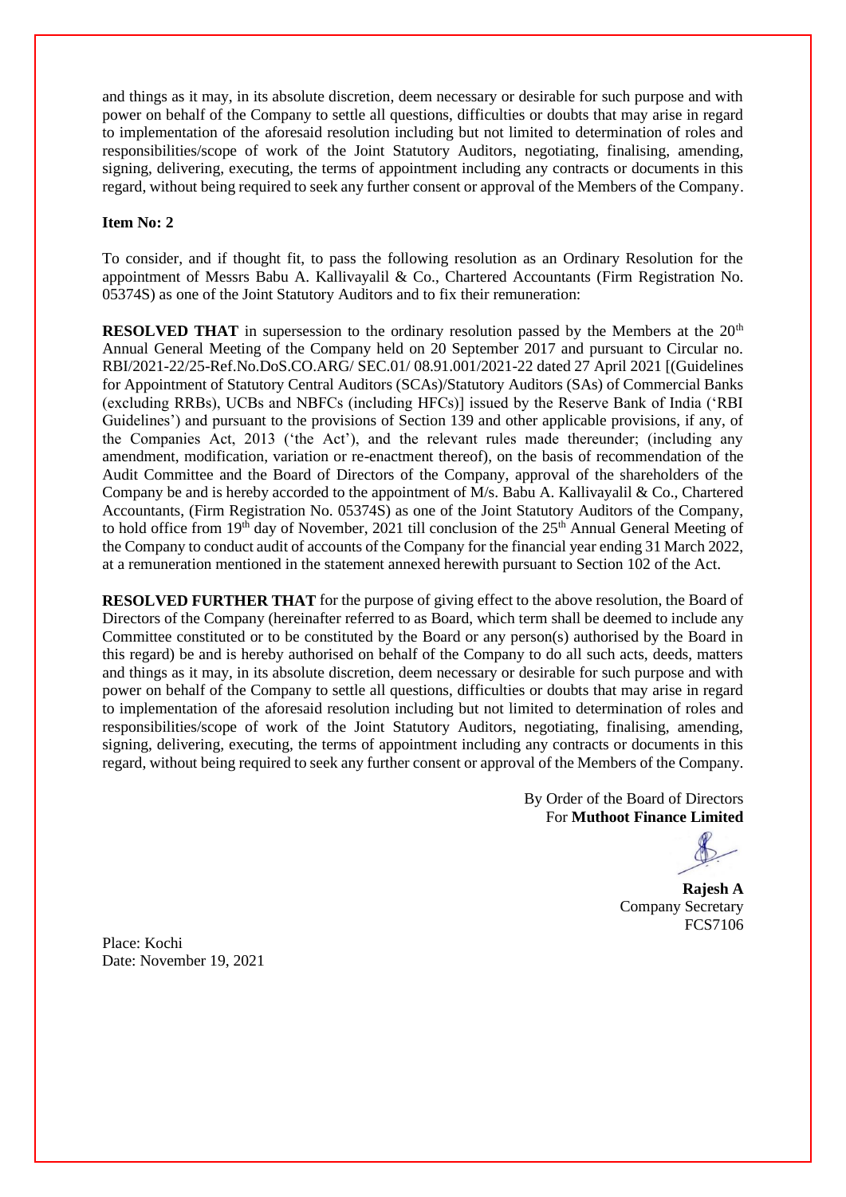and things as it may, in its absolute discretion, deem necessary or desirable for such purpose and with power on behalf of the Company to settle all questions, difficulties or doubts that may arise in regard to implementation of the aforesaid resolution including but not limited to determination of roles and responsibilities/scope of work of the Joint Statutory Auditors, negotiating, finalising, amending, signing, delivering, executing, the terms of appointment including any contracts or documents in this regard, without being required to seek any further consent or approval of the Members of the Company.

**Item No: 2**

To consider, and if thought fit, to pass the following resolution as an Ordinary Resolution for the appointment of Messrs Babu A. Kallivayalil & Co., Chartered Accountants (Firm Registration No. 05374S) as one of the Joint Statutory Auditors and to fix their remuneration:

**RESOLVED THAT** in supersession to the ordinary resolution passed by the Members at the 20th Annual General Meeting of the Company held on 20 September 2017 and pursuant to Circular no. RBI/2021-22/25-Ref.No.DoS.CO.ARG/ SEC.01/ 08.91.001/2021-22 dated 27 April 2021 [(Guidelines for Appointment of Statutory Central Auditors (SCAs)/Statutory Auditors (SAs) of Commercial Banks (excluding RRBs), UCBs and NBFCs (including HFCs)] issued by the Reserve Bank of India ('RBI Guidelines') and pursuant to the provisions of Section 139 and other applicable provisions, if any, of the Companies Act, 2013 ('the Act'), and the relevant rules made thereunder; (including any amendment, modification, variation or re-enactment thereof), on the basis of recommendation of the Audit Committee and the Board of Directors of the Company, approval of the shareholders of the Company be and is hereby accorded to the appointment of M/s. Babu A. Kallivayalil & Co., Chartered Accountants, (Firm Registration No. 05374S) as one of the Joint Statutory Auditors of the Company, to hold office from 19th day of November, 2021 till conclusion of the 25th Annual General Meeting of the Company to conduct audit of accounts of the Company for the financial year ending 31 March 2022, at a remuneration mentioned in the statement annexed herewith pursuant to Section 102 of the Act.

**RESOLVED FURTHER THAT** for the purpose of giving effect to the above resolution, the Board of Directors of the Company (hereinafter referred to as Board, which term shall be deemed to include any Committee constituted or to be constituted by the Board or any person(s) authorised by the Board in this regard) be and is hereby authorised on behalf of the Company to do all such acts, deeds, matters and things as it may, in its absolute discretion, deem necessary or desirable for such purpose and with power on behalf of the Company to settle all questions, difficulties or doubts that may arise in regard to implementation of the aforesaid resolution including but not limited to determination of roles and responsibilities/scope of work of the Joint Statutory Auditors, negotiating, finalising, amending, signing, delivering, executing, the terms of appointment including any contracts or documents in this regard, without being required to seek any further consent or approval of the Members of the Company.

By Order of the Board of Directors
For **Muthoot Finance Limited**

**Rajesh A**
Company Secretary
FCS7106

Place: Kochi
Date: November 19, 2021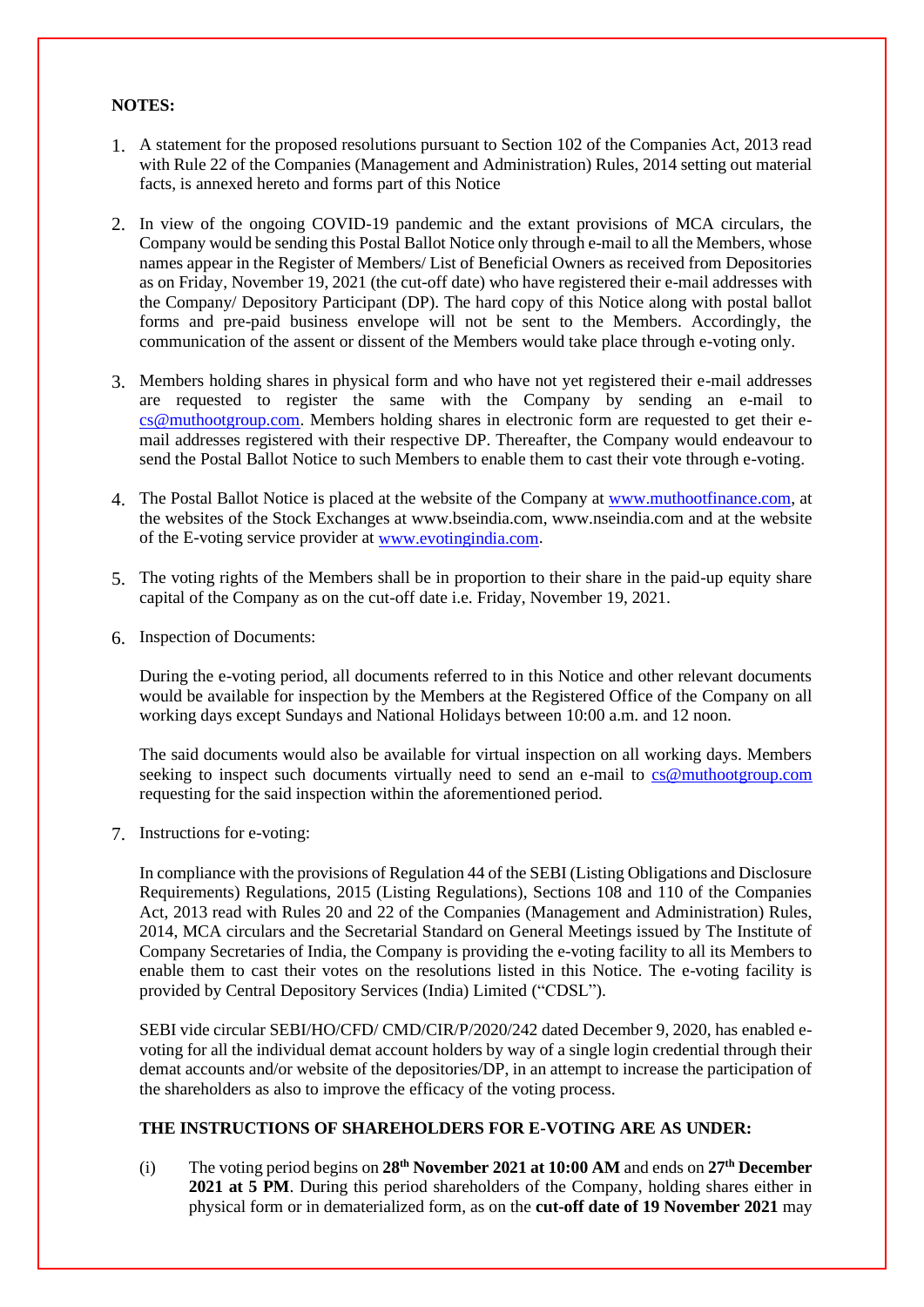**NOTES:**

1. A statement for the proposed resolutions pursuant to Section 102 of the Companies Act, 2013 read with Rule 22 of the Companies (Management and Administration) Rules, 2014 setting out material facts, is annexed hereto and forms part of this Notice

2. In view of the ongoing COVID-19 pandemic and the extant provisions of MCA circulars, the Company would be sending this Postal Ballot Notice only through e-mail to all the Members, whose names appear in the Register of Members/ List of Beneficial Owners as received from Depositories as on Friday, November 19, 2021 (the cut-off date) who have registered their e-mail addresses with the Company/ Depository Participant (DP). The hard copy of this Notice along with postal ballot forms and pre-paid business envelope will not be sent to the Members. Accordingly, the communication of the assent or dissent of the Members would take place through e-voting only.

3. Members holding shares in physical form and who have not yet registered their e-mail addresses are requested to register the same with the Company by sending an e-mail to cs@muthootgroup.com. Members holding shares in electronic form are requested to get their e-mail addresses registered with their respective DP. Thereafter, the Company would endeavour to send the Postal Ballot Notice to such Members to enable them to cast their vote through e-voting.

4. The Postal Ballot Notice is placed at the website of the Company at www.muthootfinance.com, at the websites of the Stock Exchanges at www.bseindia.com, www.nseindia.com and at the website of the E-voting service provider at www.evotingindia.com.

5. The voting rights of the Members shall be in proportion to their share in the paid-up equity share capital of the Company as on the cut-off date i.e. Friday, November 19, 2021.

6. Inspection of Documents:

   During the e-voting period, all documents referred to in this Notice and other relevant documents would be available for inspection by the Members at the Registered Office of the Company on all working days except Sundays and National Holidays between 10:00 a.m. and 12 noon.

   The said documents would also be available for virtual inspection on all working days. Members seeking to inspect such documents virtually need to send an e-mail to cs@muthootgroup.com requesting for the said inspection within the aforementioned period.

7. Instructions for e-voting:

   In compliance with the provisions of Regulation 44 of the SEBI (Listing Obligations and Disclosure Requirements) Regulations, 2015 (Listing Regulations), Sections 108 and 110 of the Companies Act, 2013 read with Rules 20 and 22 of the Companies (Management and Administration) Rules, 2014, MCA circulars and the Secretarial Standard on General Meetings issued by The Institute of Company Secretaries of India, the Company is providing the e-voting facility to all its Members to enable them to cast their votes on the resolutions listed in this Notice. The e-voting facility is provided by Central Depository Services (India) Limited ("CDSL").

   SEBI vide circular SEBI/HO/CFD/ CMD/CIR/P/2020/242 dated December 9, 2020, has enabled e-voting for all the individual demat account holders by way of a single login credential through their demat accounts and/or website of the depositories/DP, in an attempt to increase the participation of the shareholders as also to improve the efficacy of the voting process.

   **THE INSTRUCTIONS OF SHAREHOLDERS FOR E-VOTING ARE AS UNDER:**

   (i) The voting period begins on **28th November 2021 at 10:00 AM** and ends on **27th December 2021 at 5 PM**. During this period shareholders of the Company, holding shares either in physical form or in dematerialized form, as on the **cut-off date of 19 November 2021** may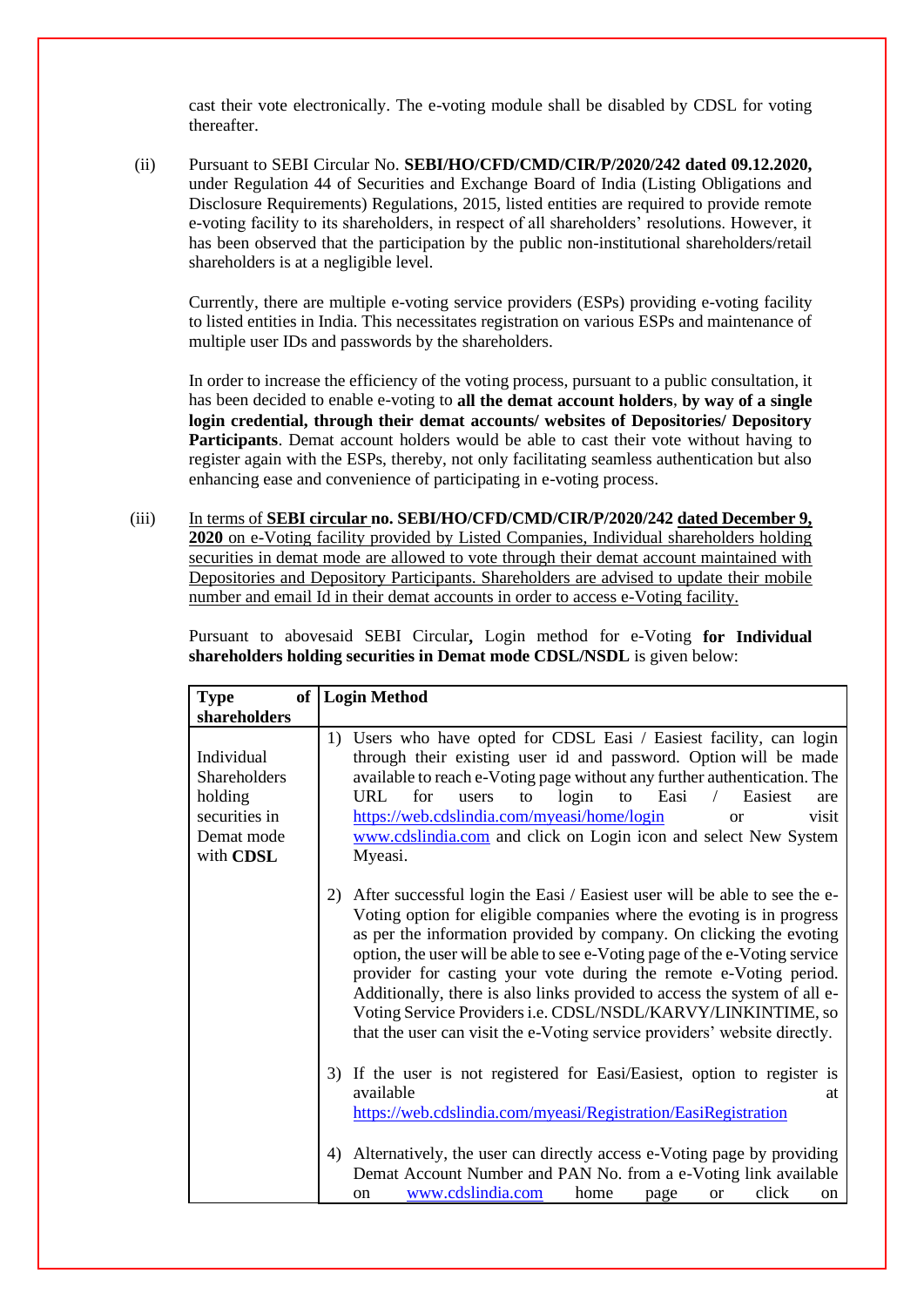cast their vote electronically. The e-voting module shall be disabled by CDSL for voting thereafter.

(ii) Pursuant to SEBI Circular No. **SEBI/HO/CFD/CMD/CIR/P/2020/242 dated 09.12.2020,** under Regulation 44 of Securities and Exchange Board of India (Listing Obligations and Disclosure Requirements) Regulations, 2015, listed entities are required to provide remote e-voting facility to its shareholders, in respect of all shareholders' resolutions. However, it has been observed that the participation by the public non-institutional shareholders/retail shareholders is at a negligible level.

Currently, there are multiple e-voting service providers (ESPs) providing e-voting facility to listed entities in India. This necessitates registration on various ESPs and maintenance of multiple user IDs and passwords by the shareholders.

In order to increase the efficiency of the voting process, pursuant to a public consultation, it has been decided to enable e-voting to **all the demat account holders**, **by way of a single login credential, through their demat accounts/ websites of Depositories/ Depository Participants**. Demat account holders would be able to cast their vote without having to register again with the ESPs, thereby, not only facilitating seamless authentication but also enhancing ease and convenience of participating in e-voting process.

(iii) In terms of **SEBI circular no. SEBI/HO/CFD/CMD/CIR/P/2020/242 dated December 9, 2020** on e-Voting facility provided by Listed Companies, Individual shareholders holding securities in demat mode are allowed to vote through their demat account maintained with Depositories and Depository Participants. Shareholders are advised to update their mobile number and email Id in their demat accounts in order to access e-Voting facility.

Pursuant to abovesaid SEBI Circular**,** Login method for e-Voting **for Individual shareholders holding securities in Demat mode CDSL/NSDL** is given below:

| **Type of shareholders** | **Login Method** |
|---|---|
| Individual Shareholders holding securities in Demat mode with **CDSL** | 1) Users who have opted for CDSL Easi / Easiest facility, can login through their existing user id and password. Option will be made available to reach e-Voting page without any further authentication. The URL for users to login to Easi / Easiest are https://web.cdslindia.com/myeasi/home/login or visit www.cdslindia.com and click on Login icon and select New System Myeasi.<br><br>2) After successful login the Easi / Easiest user will be able to see the e-Voting option for eligible companies where the evoting is in progress as per the information provided by company. On clicking the evoting option, the user will be able to see e-Voting page of the e-Voting service provider for casting your vote during the remote e-Voting period. Additionally, there is also links provided to access the system of all e-Voting Service Providers i.e. CDSL/NSDL/KARVY/LINKINTIME, so that the user can visit the e-Voting service providers' website directly.<br><br>3) If the user is not registered for Easi/Easiest, option to register is available at https://web.cdslindia.com/myeasi/Registration/EasiRegistration<br><br>4) Alternatively, the user can directly access e-Voting page by providing Demat Account Number and PAN No. from a e-Voting link available on www.cdslindia.com home page or click on |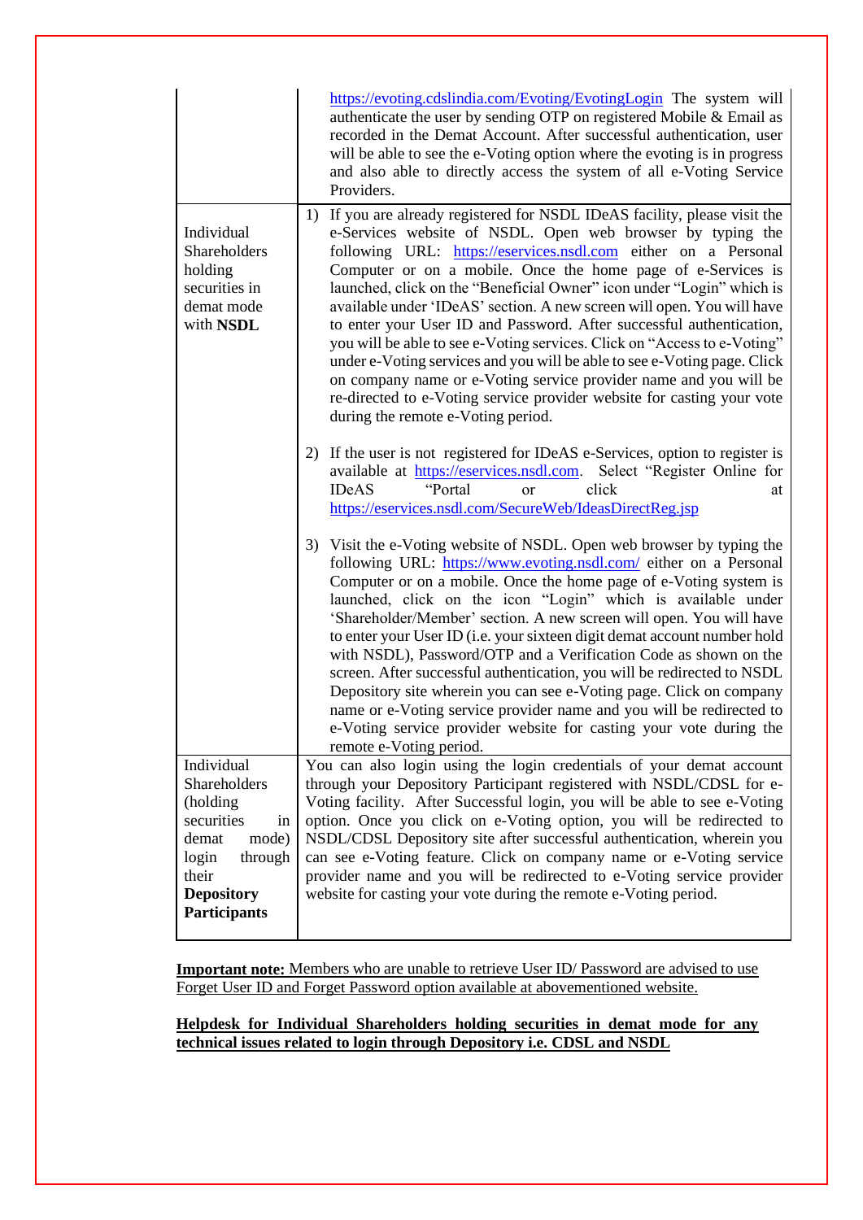| | |
|---|---|
| | https://evoting.cdslindia.com/Evoting/EvotingLogin The system will authenticate the user by sending OTP on registered Mobile & Email as recorded in the Demat Account. After successful authentication, user will be able to see the e-Voting option where the evoting is in progress and also able to directly access the system of all e-Voting Service Providers. |
| Individual Shareholders holding securities in demat mode with **NSDL** | 1) If you are already registered for NSDL IDeAS facility, please visit the e-Services website of NSDL. Open web browser by typing the following URL: https://eservices.nsdl.com either on a Personal Computer or on a mobile. Once the home page of e-Services is launched, click on the "Beneficial Owner" icon under "Login" which is available under 'IDeAS' section. A new screen will open. You will have to enter your User ID and Password. After successful authentication, you will be able to see e-Voting services. Click on "Access to e-Voting" under e-Voting services and you will be able to see e-Voting page. Click on company name or e-Voting service provider name and you will be re-directed to e-Voting service provider website for casting your vote during the remote e-Voting period.<br><br>2) If the user is not registered for IDeAS e-Services, option to register is available at https://eservices.nsdl.com. Select "Register Online for IDeAS "Portal or click at https://eservices.nsdl.com/SecureWeb/IdeasDirectReg.jsp<br><br>3) Visit the e-Voting website of NSDL. Open web browser by typing the following URL: https://www.evoting.nsdl.com/ either on a Personal Computer or on a mobile. Once the home page of e-Voting system is launched, click on the icon "Login" which is available under 'Shareholder/Member' section. A new screen will open. You will have to enter your User ID (i.e. your sixteen digit demat account number hold with NSDL), Password/OTP and a Verification Code as shown on the screen. After successful authentication, you will be redirected to NSDL Depository site wherein you can see e-Voting page. Click on company name or e-Voting service provider name and you will be redirected to e-Voting service provider website for casting your vote during the remote e-Voting period. |
| Individual Shareholders (holding securities in demat mode) login through their **Depository Participants** | You can also login using the login credentials of your demat account through your Depository Participant registered with NSDL/CDSL for e-Voting facility. After Successful login, you will be able to see e-Voting option. Once you click on e-Voting option, you will be redirected to NSDL/CDSL Depository site after successful authentication, wherein you can see e-Voting feature. Click on company name or e-Voting service provider name and you will be redirected to e-Voting service provider website for casting your vote during the remote e-Voting period. |

**Important note:** Members who are unable to retrieve User ID/ Password are advised to use Forget User ID and Forget Password option available at abovementioned website.

**Helpdesk for Individual Shareholders holding securities in demat mode for any technical issues related to login through Depository i.e. CDSL and NSDL**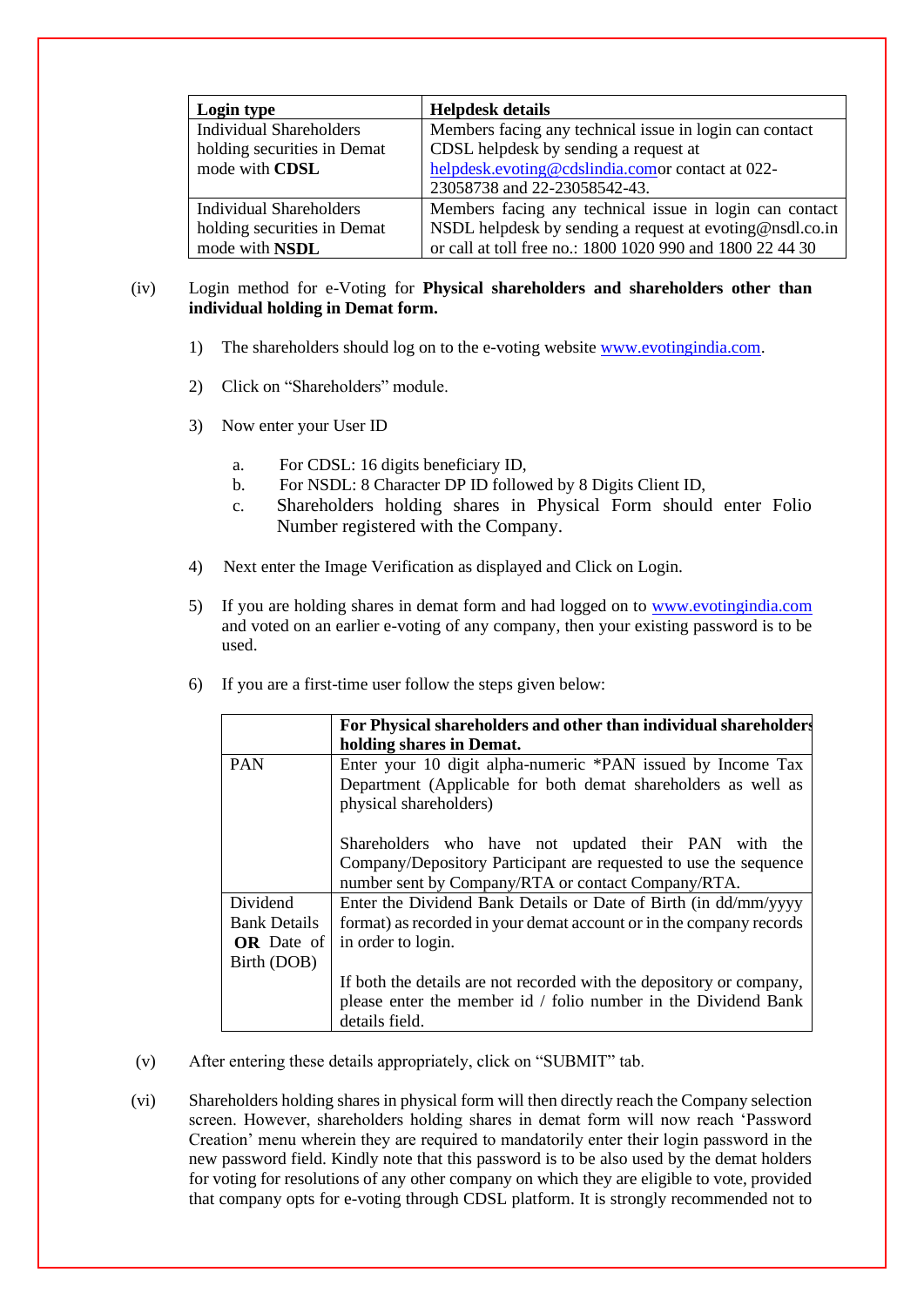| Login type | Helpdesk details |
|---|---|
| Individual Shareholders holding securities in Demat mode with **CDSL** | Members facing any technical issue in login can contact CDSL helpdesk by sending a request at helpdesk.evoting@cdslindia.comor contact at 022-23058738 and 22-23058542-43. |
| Individual Shareholders holding securities in Demat mode with **NSDL** | Members facing any technical issue in login can contact NSDL helpdesk by sending a request at evoting@nsdl.co.in or call at toll free no.: 1800 1020 990 and 1800 22 44 30 |

(iv) Login method for e-Voting for **Physical shareholders and shareholders other than individual holding in Demat form.**

1) The shareholders should log on to the e-voting website www.evotingindia.com.

2) Click on "Shareholders" module.

3) Now enter your User ID

   a. For CDSL: 16 digits beneficiary ID,
   b. For NSDL: 8 Character DP ID followed by 8 Digits Client ID,
   c. Shareholders holding shares in Physical Form should enter Folio Number registered with the Company.

4) Next enter the Image Verification as displayed and Click on Login.

5) If you are holding shares in demat form and had logged on to www.evotingindia.com and voted on an earlier e-voting of any company, then your existing password is to be used.

6) If you are a first-time user follow the steps given below:

| | **For Physical shareholders and other than individual shareholders holding shares in Demat.** |
|---|---|
| PAN | Enter your 10 digit alpha-numeric *PAN issued by Income Tax Department (Applicable for both demat shareholders as well as physical shareholders)<br><br>Shareholders who have not updated their PAN with the Company/Depository Participant are requested to use the sequence number sent by Company/RTA or contact Company/RTA. |
| Dividend Bank Details **OR** Date of Birth (DOB) | Enter the Dividend Bank Details or Date of Birth (in dd/mm/yyyy format) as recorded in your demat account or in the company records in order to login.<br><br>If both the details are not recorded with the depository or company, please enter the member id / folio number in the Dividend Bank details field. |

(v) After entering these details appropriately, click on "SUBMIT" tab.

(vi) Shareholders holding shares in physical form will then directly reach the Company selection screen. However, shareholders holding shares in demat form will now reach 'Password Creation' menu wherein they are required to mandatorily enter their login password in the new password field. Kindly note that this password is to be also used by the demat holders for voting for resolutions of any other company on which they are eligible to vote, provided that company opts for e-voting through CDSL platform. It is strongly recommended not to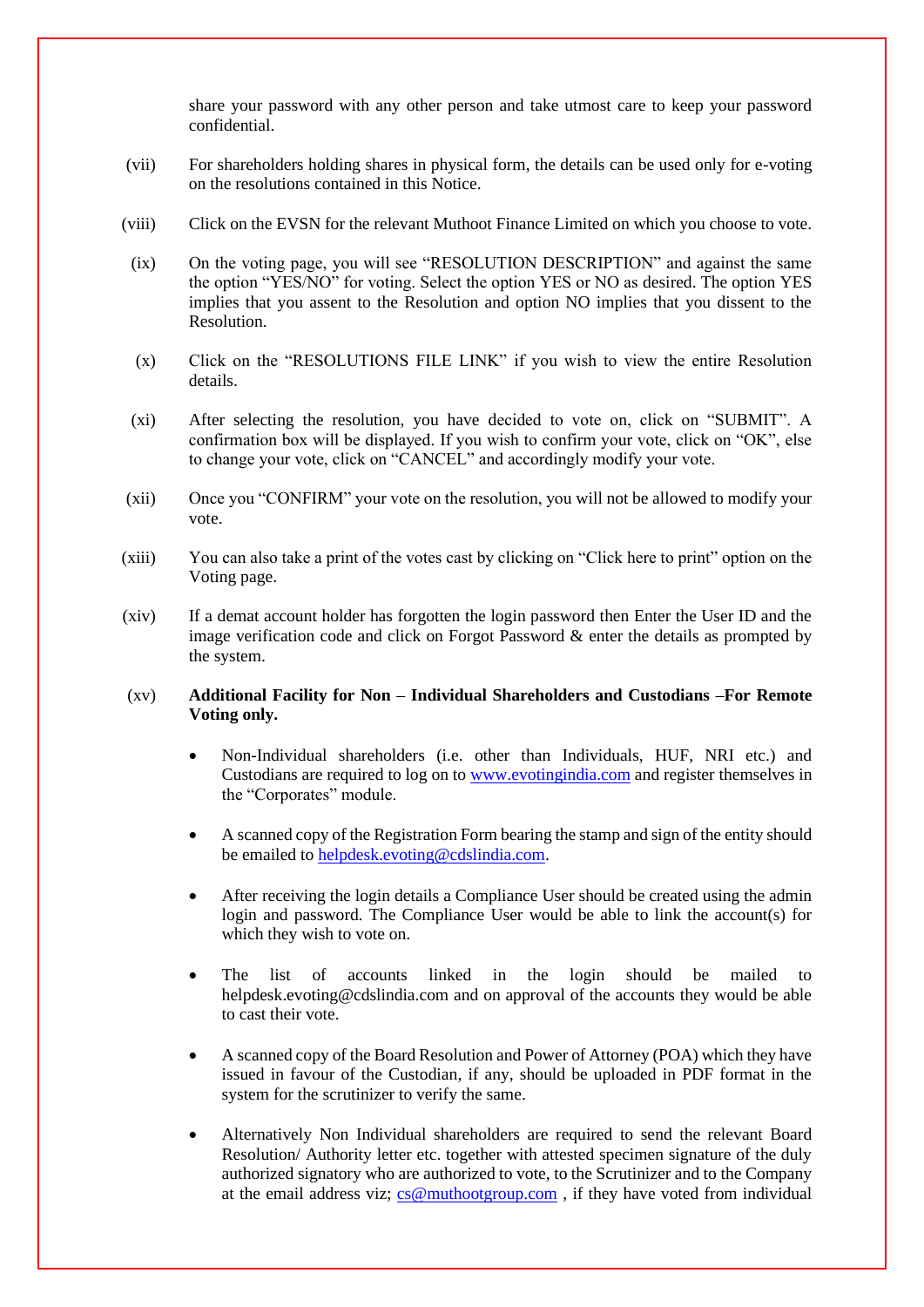share your password with any other person and take utmost care to keep your password confidential.

(vii) For shareholders holding shares in physical form, the details can be used only for e-voting on the resolutions contained in this Notice.

(viii) Click on the EVSN for the relevant Muthoot Finance Limited on which you choose to vote.

(ix) On the voting page, you will see “RESOLUTION DESCRIPTION” and against the same the option “YES/NO” for voting. Select the option YES or NO as desired. The option YES implies that you assent to the Resolution and option NO implies that you dissent to the Resolution.

(x) Click on the “RESOLUTIONS FILE LINK” if you wish to view the entire Resolution details.

(xi) After selecting the resolution, you have decided to vote on, click on “SUBMIT”. A confirmation box will be displayed. If you wish to confirm your vote, click on “OK”, else to change your vote, click on “CANCEL” and accordingly modify your vote.

(xii) Once you “CONFIRM” your vote on the resolution, you will not be allowed to modify your vote.

(xiii) You can also take a print of the votes cast by clicking on “Click here to print” option on the Voting page.

(xiv) If a demat account holder has forgotten the login password then Enter the User ID and the image verification code and click on Forgot Password & enter the details as prompted by the system.

(xv) **Additional Facility for Non – Individual Shareholders and Custodians –For Remote Voting only.**

- Non-Individual shareholders (i.e. other than Individuals, HUF, NRI etc.) and Custodians are required to log on to www.evotingindia.com and register themselves in the “Corporates” module.

- A scanned copy of the Registration Form bearing the stamp and sign of the entity should be emailed to helpdesk.evoting@cdslindia.com.

- After receiving the login details a Compliance User should be created using the admin login and password. The Compliance User would be able to link the account(s) for which they wish to vote on.

- The list of accounts linked in the login should be mailed to helpdesk.evoting@cdslindia.com and on approval of the accounts they would be able to cast their vote.

- A scanned copy of the Board Resolution and Power of Attorney (POA) which they have issued in favour of the Custodian, if any, should be uploaded in PDF format in the system for the scrutinizer to verify the same.

- Alternatively Non Individual shareholders are required to send the relevant Board Resolution/ Authority letter etc. together with attested specimen signature of the duly authorized signatory who are authorized to vote, to the Scrutinizer and to the Company at the email address viz; cs@muthootgroup.com , if they have voted from individual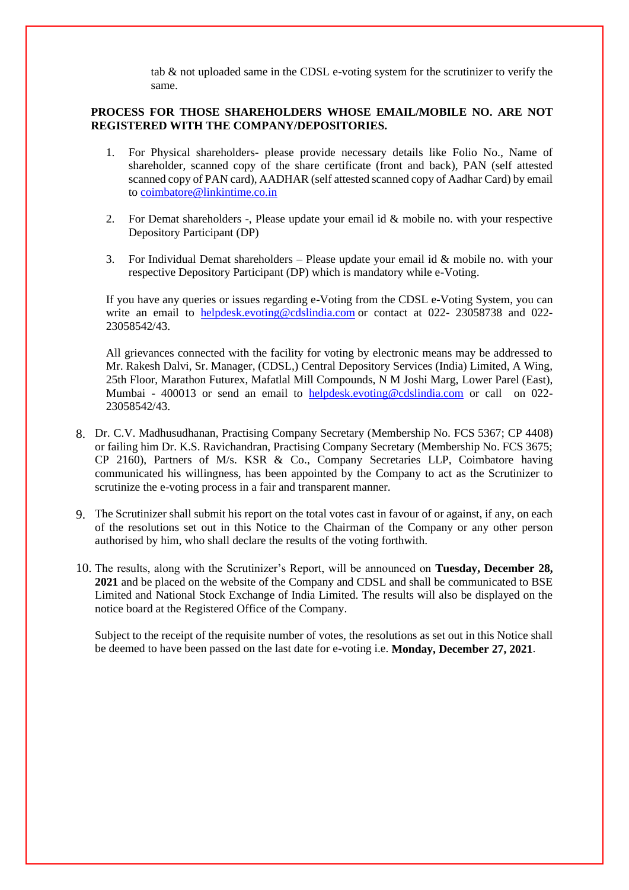tab & not uploaded same in the CDSL e-voting system for the scrutinizer to verify the same.

**PROCESS FOR THOSE SHAREHOLDERS WHOSE EMAIL/MOBILE NO. ARE NOT REGISTERED WITH THE COMPANY/DEPOSITORIES.**

1. For Physical shareholders- please provide necessary details like Folio No., Name of shareholder, scanned copy of the share certificate (front and back), PAN (self attested scanned copy of PAN card), AADHAR (self attested scanned copy of Aadhar Card) by email to coimbatore@linkintime.co.in

2. For Demat shareholders -, Please update your email id & mobile no. with your respective Depository Participant (DP)

3. For Individual Demat shareholders – Please update your email id & mobile no. with your respective Depository Participant (DP) which is mandatory while e-Voting.

If you have any queries or issues regarding e-Voting from the CDSL e-Voting System, you can write an email to helpdesk.evoting@cdslindia.com or contact at 022- 23058738 and 022-23058542/43.

All grievances connected with the facility for voting by electronic means may be addressed to Mr. Rakesh Dalvi, Sr. Manager, (CDSL,) Central Depository Services (India) Limited, A Wing, 25th Floor, Marathon Futurex, Mafatlal Mill Compounds, N M Joshi Marg, Lower Parel (East), Mumbai - 400013 or send an email to helpdesk.evoting@cdslindia.com or call on 022-23058542/43.

8. Dr. C.V. Madhusudhanan, Practising Company Secretary (Membership No. FCS 5367; CP 4408) or failing him Dr. K.S. Ravichandran, Practising Company Secretary (Membership No. FCS 3675; CP 2160), Partners of M/s. KSR & Co., Company Secretaries LLP, Coimbatore having communicated his willingness, has been appointed by the Company to act as the Scrutinizer to scrutinize the e-voting process in a fair and transparent manner.

9. The Scrutinizer shall submit his report on the total votes cast in favour of or against, if any, on each of the resolutions set out in this Notice to the Chairman of the Company or any other person authorised by him, who shall declare the results of the voting forthwith.

10. The results, along with the Scrutinizer's Report, will be announced on **Tuesday, December 28, 2021** and be placed on the website of the Company and CDSL and shall be communicated to BSE Limited and National Stock Exchange of India Limited. The results will also be displayed on the notice board at the Registered Office of the Company.

    Subject to the receipt of the requisite number of votes, the resolutions as set out in this Notice shall be deemed to have been passed on the last date for e-voting i.e. **Monday, December 27, 2021**.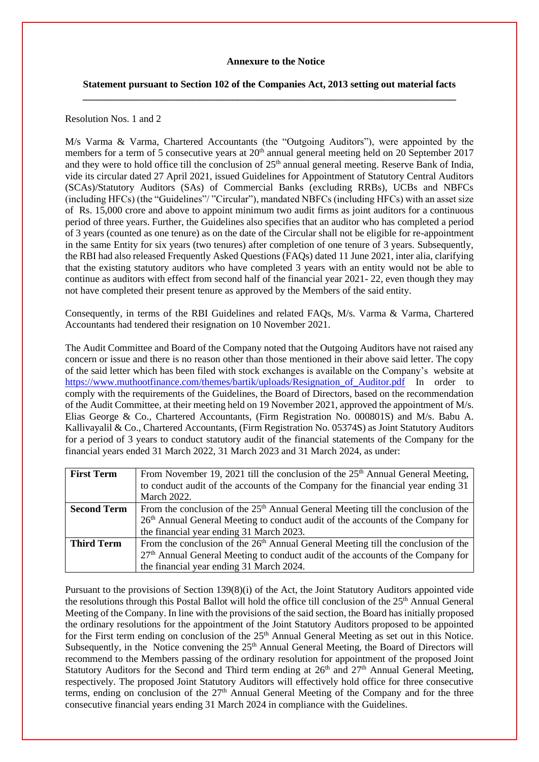**Annexure to the Notice**

**Statement pursuant to Section 102 of the Companies Act, 2013 setting out material facts**

---

Resolution Nos. 1 and 2

M/s Varma & Varma, Chartered Accountants (the "Outgoing Auditors"), were appointed by the members for a term of 5 consecutive years at 20th annual general meeting held on 20 September 2017 and they were to hold office till the conclusion of 25th annual general meeting. Reserve Bank of India, vide its circular dated 27 April 2021, issued Guidelines for Appointment of Statutory Central Auditors (SCAs)/Statutory Auditors (SAs) of Commercial Banks (excluding RRBs), UCBs and NBFCs (including HFCs) (the "Guidelines"/ "Circular"), mandated NBFCs (including HFCs) with an asset size of Rs. 15,000 crore and above to appoint minimum two audit firms as joint auditors for a continuous period of three years. Further, the Guidelines also specifies that an auditor who has completed a period of 3 years (counted as one tenure) as on the date of the Circular shall not be eligible for re-appointment in the same Entity for six years (two tenures) after completion of one tenure of 3 years. Subsequently, the RBI had also released Frequently Asked Questions (FAQs) dated 11 June 2021, inter alia, clarifying that the existing statutory auditors who have completed 3 years with an entity would not be able to continue as auditors with effect from second half of the financial year 2021- 22, even though they may not have completed their present tenure as approved by the Members of the said entity.

Consequently, in terms of the RBI Guidelines and related FAQs, M/s. Varma & Varma, Chartered Accountants had tendered their resignation on 10 November 2021.

The Audit Committee and Board of the Company noted that the Outgoing Auditors have not raised any concern or issue and there is no reason other than those mentioned in their above said letter. The copy of the said letter which has been filed with stock exchanges is available on the Company's website at https://www.muthootfinance.com/themes/bartik/uploads/Resignation_of_Auditor.pdf In order to comply with the requirements of the Guidelines, the Board of Directors, based on the recommendation of the Audit Committee, at their meeting held on 19 November 2021, approved the appointment of M/s. Elias George & Co., Chartered Accountants, (Firm Registration No. 000801S) and M/s. Babu A. Kallivayalil & Co., Chartered Accountants, (Firm Registration No. 05374S) as Joint Statutory Auditors for a period of 3 years to conduct statutory audit of the financial statements of the Company for the financial years ended 31 March 2022, 31 March 2023 and 31 March 2024, as under:

| **First Term** | From November 19, 2021 till the conclusion of the 25th Annual General Meeting, to conduct audit of the accounts of the Company for the financial year ending 31 March 2022. |
|---|---|
| **Second Term** | From the conclusion of the 25th Annual General Meeting till the conclusion of the 26th Annual General Meeting to conduct audit of the accounts of the Company for the financial year ending 31 March 2023. |
| **Third Term** | From the conclusion of the 26th Annual General Meeting till the conclusion of the 27th Annual General Meeting to conduct audit of the accounts of the Company for the financial year ending 31 March 2024. |

Pursuant to the provisions of Section 139(8)(i) of the Act, the Joint Statutory Auditors appointed vide the resolutions through this Postal Ballot will hold the office till conclusion of the 25th Annual General Meeting of the Company. In line with the provisions of the said section, the Board has initially proposed the ordinary resolutions for the appointment of the Joint Statutory Auditors proposed to be appointed for the First term ending on conclusion of the 25th Annual General Meeting as set out in this Notice. Subsequently, in the Notice convening the 25th Annual General Meeting, the Board of Directors will recommend to the Members passing of the ordinary resolution for appointment of the proposed Joint Statutory Auditors for the Second and Third term ending at 26th and 27th Annual General Meeting, respectively. The proposed Joint Statutory Auditors will effectively hold office for three consecutive terms, ending on conclusion of the 27th Annual General Meeting of the Company and for the three consecutive financial years ending 31 March 2024 in compliance with the Guidelines.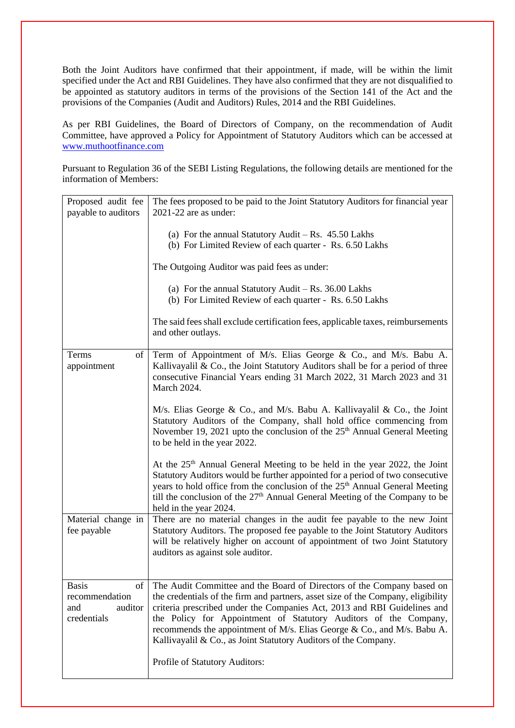Both the Joint Auditors have confirmed that their appointment, if made, will be within the limit specified under the Act and RBI Guidelines. They have also confirmed that they are not disqualified to be appointed as statutory auditors in terms of the provisions of the Section 141 of the Act and the provisions of the Companies (Audit and Auditors) Rules, 2014 and the RBI Guidelines.

As per RBI Guidelines, the Board of Directors of Company, on the recommendation of Audit Committee, have approved a Policy for Appointment of Statutory Auditors which can be accessed at www.muthootfinance.com

Pursuant to Regulation 36 of the SEBI Listing Regulations, the following details are mentioned for the information of Members:

| Proposed audit fee payable to auditors | The fees proposed to be paid to the Joint Statutory Auditors for financial year 2021-22 are as under:<br><br>(a) For the annual Statutory Audit – Rs. 45.50 Lakhs<br>(b) For Limited Review of each quarter - Rs. 6.50 Lakhs<br><br>The Outgoing Auditor was paid fees as under:<br><br>(a) For the annual Statutory Audit – Rs. 36.00 Lakhs<br>(b) For Limited Review of each quarter - Rs. 6.50 Lakhs<br><br>The said fees shall exclude certification fees, applicable taxes, reimbursements and other outlays. |
|---|---|
| Terms of appointment | Term of Appointment of M/s. Elias George & Co., and M/s. Babu A. Kallivayalil & Co., the Joint Statutory Auditors shall be for a period of three consecutive Financial Years ending 31 March 2022, 31 March 2023 and 31 March 2024.<br><br>M/s. Elias George & Co., and M/s. Babu A. Kallivayalil & Co., the Joint Statutory Auditors of the Company, shall hold office commencing from November 19, 2021 upto the conclusion of the 25th Annual General Meeting to be held in the year 2022.<br><br>At the 25th Annual General Meeting to be held in the year 2022, the Joint Statutory Auditors would be further appointed for a period of two consecutive years to hold office from the conclusion of the 25th Annual General Meeting till the conclusion of the 27th Annual General Meeting of the Company to be held in the year 2024. |
| Material change in fee payable | There are no material changes in the audit fee payable to the new Joint Statutory Auditors. The proposed fee payable to the Joint Statutory Auditors will be relatively higher on account of appointment of two Joint Statutory auditors as against sole auditor. |
| Basis of recommendation and auditor credentials | The Audit Committee and the Board of Directors of the Company based on the credentials of the firm and partners, asset size of the Company, eligibility criteria prescribed under the Companies Act, 2013 and RBI Guidelines and the Policy for Appointment of Statutory Auditors of the Company, recommends the appointment of M/s. Elias George & Co., and M/s. Babu A. Kallivayalil & Co., as Joint Statutory Auditors of the Company.<br><br>Profile of Statutory Auditors: |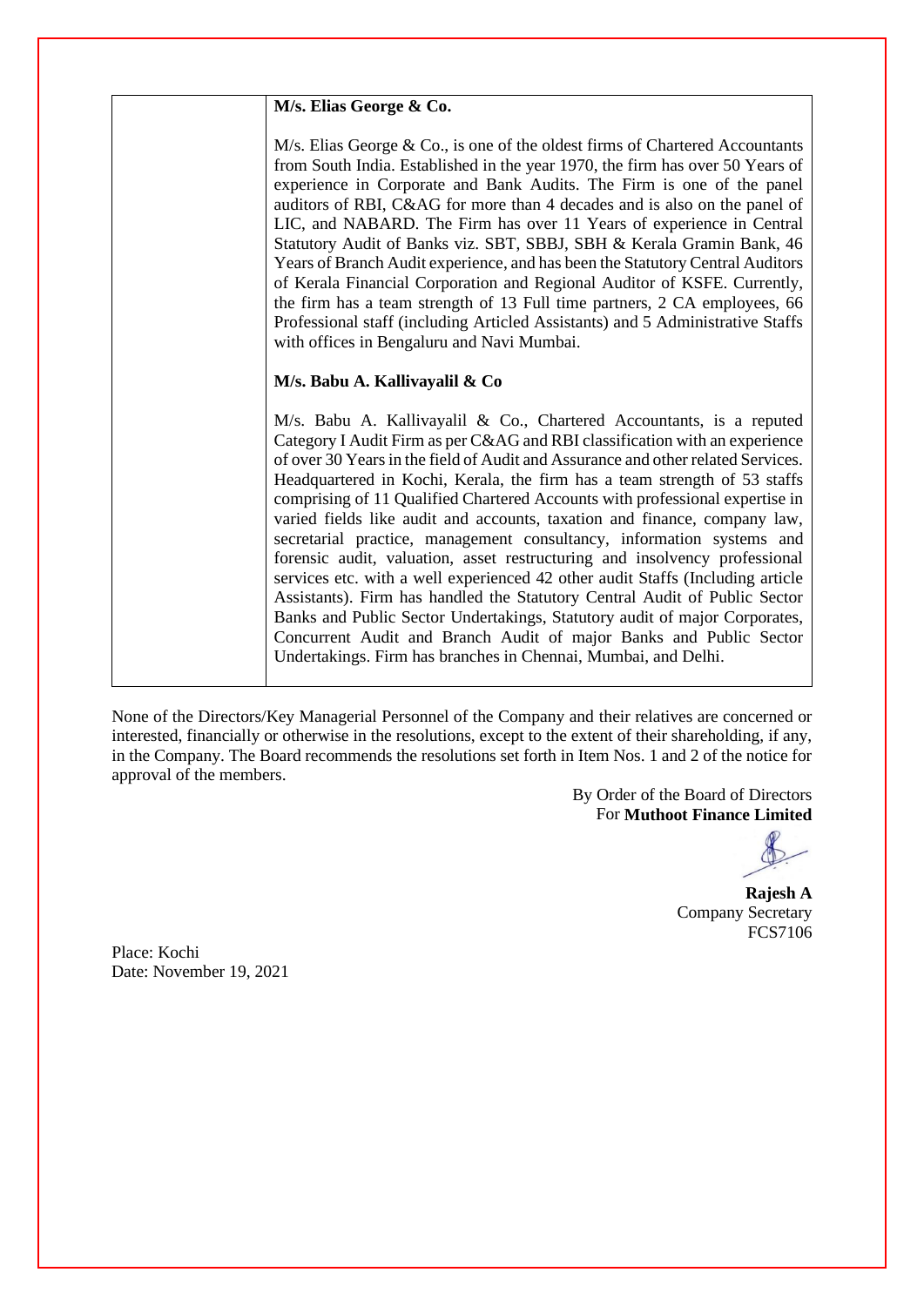| | |
|---|---|
| | **M/s. Elias George & Co.**<br><br>M/s. Elias George & Co., is one of the oldest firms of Chartered Accountants from South India. Established in the year 1970, the firm has over 50 Years of experience in Corporate and Bank Audits. The Firm is one of the panel auditors of RBI, C&AG for more than 4 decades and is also on the panel of LIC, and NABARD. The Firm has over 11 Years of experience in Central Statutory Audit of Banks viz. SBT, SBBJ, SBH & Kerala Gramin Bank, 46 Years of Branch Audit experience, and has been the Statutory Central Auditors of Kerala Financial Corporation and Regional Auditor of KSFE. Currently, the firm has a team strength of 13 Full time partners, 2 CA employees, 66 Professional staff (including Articled Assistants) and 5 Administrative Staffs with offices in Bengaluru and Navi Mumbai.<br><br>**M/s. Babu A. Kallivayalil & Co**<br><br>M/s. Babu A. Kallivayalil & Co., Chartered Accountants, is a reputed Category I Audit Firm as per C&AG and RBI classification with an experience of over 30 Years in the field of Audit and Assurance and other related Services. Headquartered in Kochi, Kerala, the firm has a team strength of 53 staffs comprising of 11 Qualified Chartered Accounts with professional expertise in varied fields like audit and accounts, taxation and finance, company law, secretarial practice, management consultancy, information systems and forensic audit, valuation, asset restructuring and insolvency professional services etc. with a well experienced 42 other audit Staffs (Including article Assistants). Firm has handled the Statutory Central Audit of Public Sector Banks and Public Sector Undertakings, Statutory audit of major Corporates, Concurrent Audit and Branch Audit of major Banks and Public Sector Undertakings. Firm has branches in Chennai, Mumbai, and Delhi. |

None of the Directors/Key Managerial Personnel of the Company and their relatives are concerned or interested, financially or otherwise in the resolutions, except to the extent of their shareholding, if any, in the Company. The Board recommends the resolutions set forth in Item Nos. 1 and 2 of the notice for approval of the members.

By Order of the Board of Directors
For **Muthoot Finance Limited**

**Rajesh A**
Company Secretary
FCS7106

Place: Kochi
Date: November 19, 2021